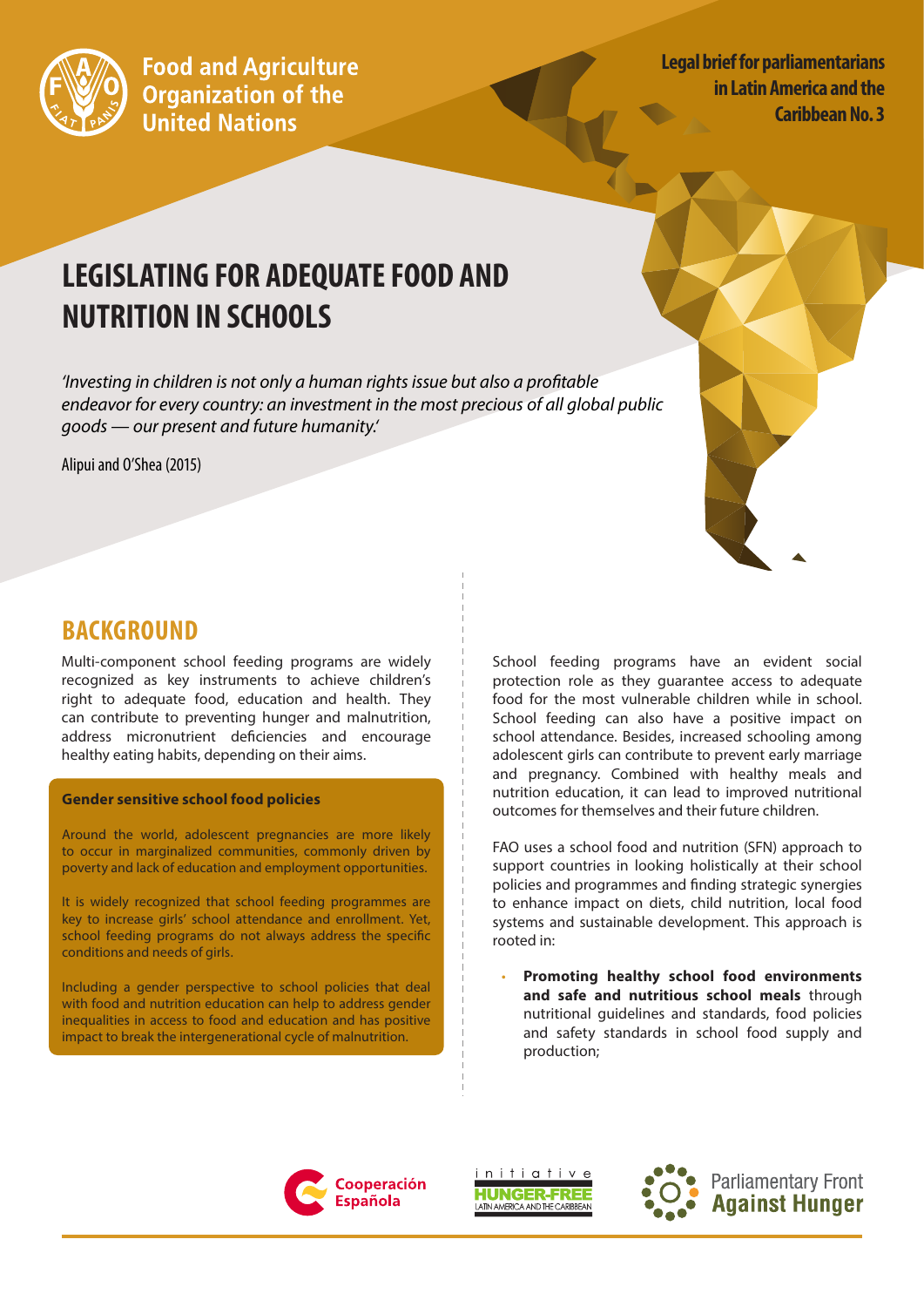Food and Agriculture Organization of the United Nations

**Legal brief for parliamentarians in Latin America and the Caribbean No. 3**

# LEGISLATING FOR ADEQUATE FOOD AND NUTRITION IN SCHOOLS

*'Investing in children is not only a human rights issue but also a profitable endeavor for every country: an investment in the most precious of all global public goods — our present and future humanity.'*

Alipui and O'Shea (2015)

## BACKGROUND

Multi-component school feeding programs are widely recognized as key instruments to achieve children's right to adequate food, education and health. They can contribute to preventing hunger and malnutrition, address micronutrient deficiencies and encourage healthy eating habits, depending on their aims.

**Gender sensitive school food policies**

Around the world, adolescent pregnancies are more likely to occur in marginalized communities, commonly driven by poverty and lack of education and employment opportunities.

It is widely recognized that school feeding programmes are key to increase girls' school attendance and enrollment. Yet, school feeding programs do not always address the specific conditions and needs of girls.

Including a gender perspective to school policies that deal with food and nutrition education can help to address gender inequalities in access to food and education and has positive impact to break the intergenerational cycle of malnutrition.

School feeding programs have an evident social protection role as they guarantee access to adequate food for the most vulnerable children while in school. School feeding can also have a positive impact on school attendance. Besides, increased schooling among adolescent girls can contribute to prevent early marriage and pregnancy. Combined with healthy meals and nutrition education, it can lead to improved nutritional outcomes for themselves and their future children.

FAO uses a school food and nutrition (SFN) approach to support countries in looking holistically at their school policies and programmes and finding strategic synergies to enhance impact on diets, child nutrition, local food systems and sustainable development. This approach is rooted in:

- **Promoting healthy school food environments and safe and nutritious school meals** through nutritional guidelines and standards, food policies and safety standards in school food supply and production;

Cooperación Española | initiative HUNGER-FREE LATIN AMERICA AND THE CARIBBEAN | Parliamentary Front Against Hunger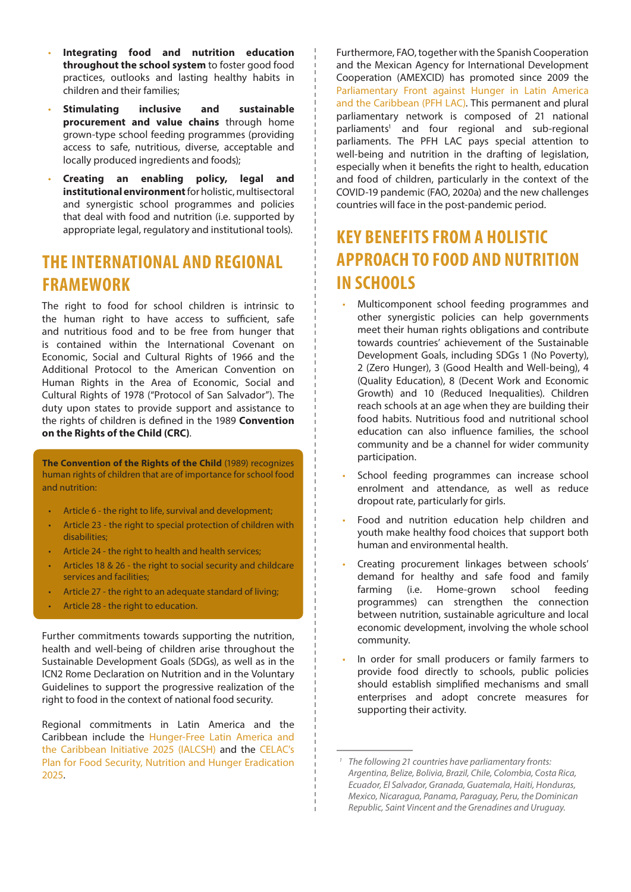- **Integrating food and nutrition education throughout the school system** to foster good food practices, outlooks and lasting healthy habits in children and their families;
- **Stimulating inclusive and sustainable procurement and value chains** through home grown-type school feeding programmes (providing access to safe, nutritious, diverse, acceptable and locally produced ingredients and foods);
- **Creating an enabling policy, legal and institutional environment** for holistic, multisectoral and synergistic school programmes and policies that deal with food and nutrition (i.e. supported by appropriate legal, regulatory and institutional tools).

## THE INTERNATIONAL AND REGIONAL FRAMEWORK

The right to food for school children is intrinsic to the human right to have access to sufficient, safe and nutritious food and to be free from hunger that is contained within the International Covenant on Economic, Social and Cultural Rights of 1966 and the Additional Protocol to the American Convention on Human Rights in the Area of Economic, Social and Cultural Rights of 1978 ("Protocol of San Salvador"). The duty upon states to provide support and assistance to the rights of children is defined in the 1989 **Convention on the Rights of the Child (CRC)**.

**The Convention of the Rights of the Child** (1989) recognizes human rights of children that are of importance for school food and nutrition:

- Article 6 - the right to life, survival and development;
- Article 23 - the right to special protection of children with disabilities;
- Article 24 - the right to health and health services;
- Articles 18 & 26 - the right to social security and childcare services and facilities;
- Article 27 - the right to an adequate standard of living;
- Article 28 - the right to education.

Further commitments towards supporting the nutrition, health and well-being of children arise throughout the Sustainable Development Goals (SDGs), as well as in the ICN2 Rome Declaration on Nutrition and in the Voluntary Guidelines to support the progressive realization of the right to food in the context of national food security.

Regional commitments in Latin America and the Caribbean include the Hunger-Free Latin America and the Caribbean Initiative 2025 (IALCSH) and the CELAC's Plan for Food Security, Nutrition and Hunger Eradication 2025.

Furthermore, FAO, together with the Spanish Cooperation and the Mexican Agency for International Development Cooperation (AMEXCID) has promoted since 2009 the Parliamentary Front against Hunger in Latin America and the Caribbean (PFH LAC). This permanent and plural parliamentary network is composed of 21 national parliaments[1] and four regional and sub-regional parliaments. The PFH LAC pays special attention to well-being and nutrition in the drafting of legislation, especially when it benefits the right to health, education and food of children, particularly in the context of the COVID-19 pandemic (FAO, 2020a) and the new challenges countries will face in the post-pandemic period.

## KEY BENEFITS FROM A HOLISTIC APPROACH TO FOOD AND NUTRITION IN SCHOOLS

- Multicomponent school feeding programmes and other synergistic policies can help governments meet their human rights obligations and contribute towards countries' achievement of the Sustainable Development Goals, including SDGs 1 (No Poverty), 2 (Zero Hunger), 3 (Good Health and Well-being), 4 (Quality Education), 8 (Decent Work and Economic Growth) and 10 (Reduced Inequalities). Children reach schools at an age when they are building their food habits. Nutritious food and nutritional school education can also influence families, the school community and be a channel for wider community participation.
- School feeding programmes can increase school enrolment and attendance, as well as reduce dropout rate, particularly for girls.
- Food and nutrition education help children and youth make healthy food choices that support both human and environmental health.
- Creating procurement linkages between schools' demand for healthy and safe food and family farming (i.e. Home-grown school feeding programmes) can strengthen the connection between nutrition, sustainable agriculture and local economic development, involving the whole school community.
- In order for small producers or family farmers to provide food directly to schools, public policies should establish simplified mechanisms and small enterprises and adopt concrete measures for supporting their activity.

[1] *The following 21 countries have parliamentary fronts: Argentina, Belize, Bolivia, Brazil, Chile, Colombia, Costa Rica, Ecuador, El Salvador, Granada, Guatemala, Haiti, Honduras, Mexico, Nicaragua, Panama, Paraguay, Peru, the Dominican Republic, Saint Vincent and the Grenadines and Uruguay.*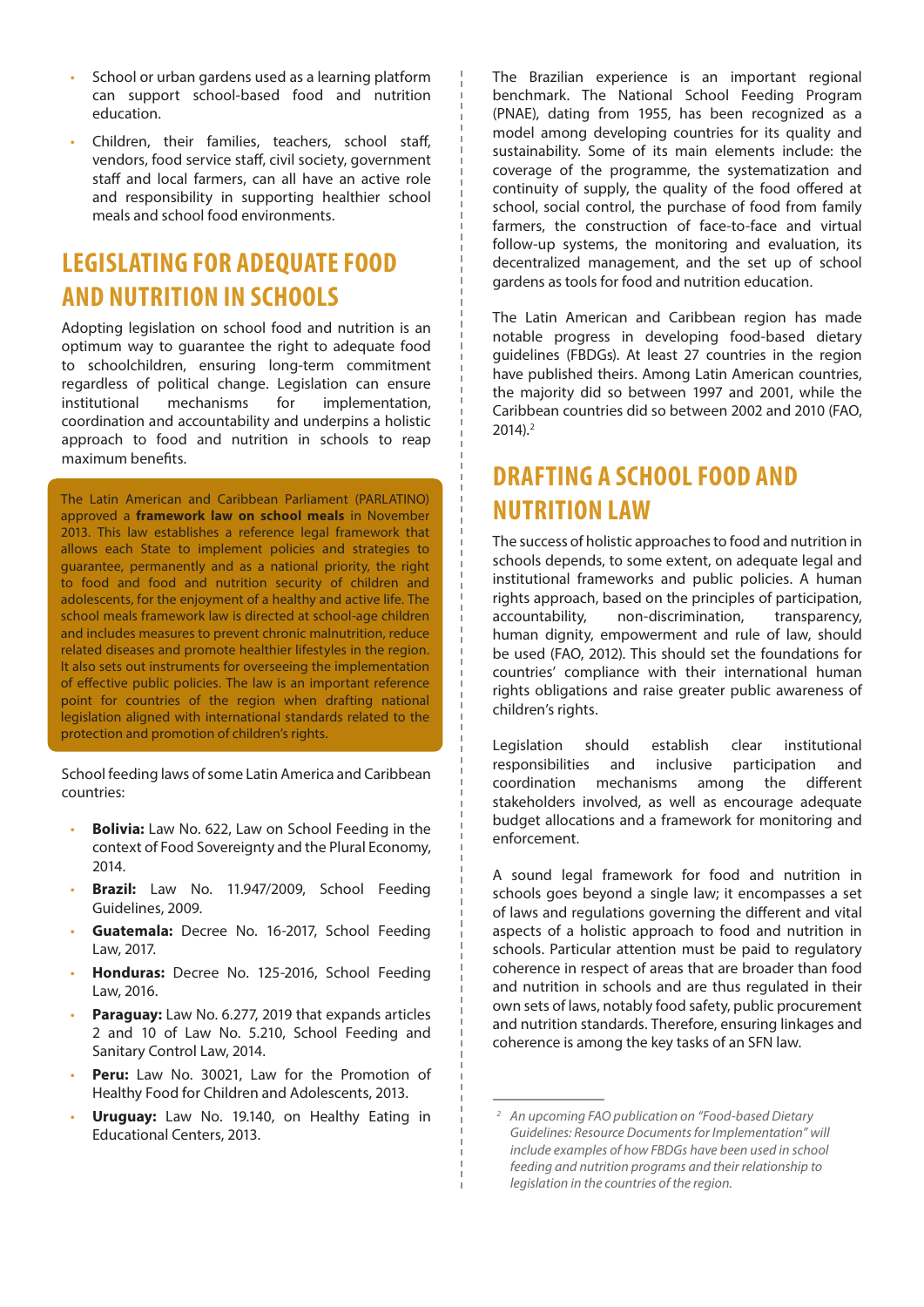- School or urban gardens used as a learning platform can support school-based food and nutrition education.
- Children, their families, teachers, school staff, vendors, food service staff, civil society, government staff and local farmers, can all have an active role and responsibility in supporting healthier school meals and school food environments.

## LEGISLATING FOR ADEQUATE FOOD AND NUTRITION IN SCHOOLS

Adopting legislation on school food and nutrition is an optimum way to guarantee the right to adequate food to schoolchildren, ensuring long-term commitment regardless of political change. Legislation can ensure institutional mechanisms for implementation, coordination and accountability and underpins a holistic approach to food and nutrition in schools to reap maximum benefits.

The Latin American and Caribbean Parliament (PARLATINO) approved a **framework law on school meals** in November 2013. This law establishes a reference legal framework that allows each State to implement policies and strategies to guarantee, permanently and as a national priority, the right to food and food and nutrition security of children and adolescents, for the enjoyment of a healthy and active life. The school meals framework law is directed at school-age children and includes measures to prevent chronic malnutrition, reduce related diseases and promote healthier lifestyles in the region. It also sets out instruments for overseeing the implementation of effective public policies. The law is an important reference point for countries of the region when drafting national legislation aligned with international standards related to the protection and promotion of children's rights.

School feeding laws of some Latin America and Caribbean countries:

- **Bolivia:** Law No. 622, Law on School Feeding in the context of Food Sovereignty and the Plural Economy, 2014.
- **Brazil:** Law No. 11.947/2009, School Feeding Guidelines, 2009.
- **Guatemala:** Decree No. 16-2017, School Feeding Law, 2017.
- **Honduras:** Decree No. 125-2016, School Feeding Law, 2016.
- **Paraguay:** Law No. 6.277, 2019 that expands articles 2 and 10 of Law No. 5.210, School Feeding and Sanitary Control Law, 2014.
- **Peru:** Law No. 30021, Law for the Promotion of Healthy Food for Children and Adolescents, 2013.
- **Uruguay:** Law No. 19.140, on Healthy Eating in Educational Centers, 2013.

The Brazilian experience is an important regional benchmark. The National School Feeding Program (PNAE), dating from 1955, has been recognized as a model among developing countries for its quality and sustainability. Some of its main elements include: the coverage of the programme, the systematization and continuity of supply, the quality of the food offered at school, social control, the purchase of food from family farmers, the construction of face-to-face and virtual follow-up systems, the monitoring and evaluation, its decentralized management, and the set up of school gardens as tools for food and nutrition education.

The Latin American and Caribbean region has made notable progress in developing food-based dietary guidelines (FBDGs). At least 27 countries in the region have published theirs. Among Latin American countries, the majority did so between 1997 and 2001, while the Caribbean countries did so between 2002 and 2010 (FAO, 2014).[2]

## DRAFTING A SCHOOL FOOD AND NUTRITION LAW

The success of holistic approaches to food and nutrition in schools depends, to some extent, on adequate legal and institutional frameworks and public policies. A human rights approach, based on the principles of participation, accountability, non-discrimination, transparency, human dignity, empowerment and rule of law, should be used (FAO, 2012). This should set the foundations for countries' compliance with their international human rights obligations and raise greater public awareness of children's rights.

Legislation should establish clear institutional responsibilities and inclusive participation and coordination mechanisms among the different stakeholders involved, as well as encourage adequate budget allocations and a framework for monitoring and enforcement.

A sound legal framework for food and nutrition in schools goes beyond a single law; it encompasses a set of laws and regulations governing the different and vital aspects of a holistic approach to food and nutrition in schools. Particular attention must be paid to regulatory coherence in respect of areas that are broader than food and nutrition in schools and are thus regulated in their own sets of laws, notably food safety, public procurement and nutrition standards. Therefore, ensuring linkages and coherence is among the key tasks of an SFN law.

---

[2] *An upcoming FAO publication on "Food-based Dietary Guidelines: Resource Documents for Implementation" will include examples of how FBDGs have been used in school feeding and nutrition programs and their relationship to legislation in the countries of the region.*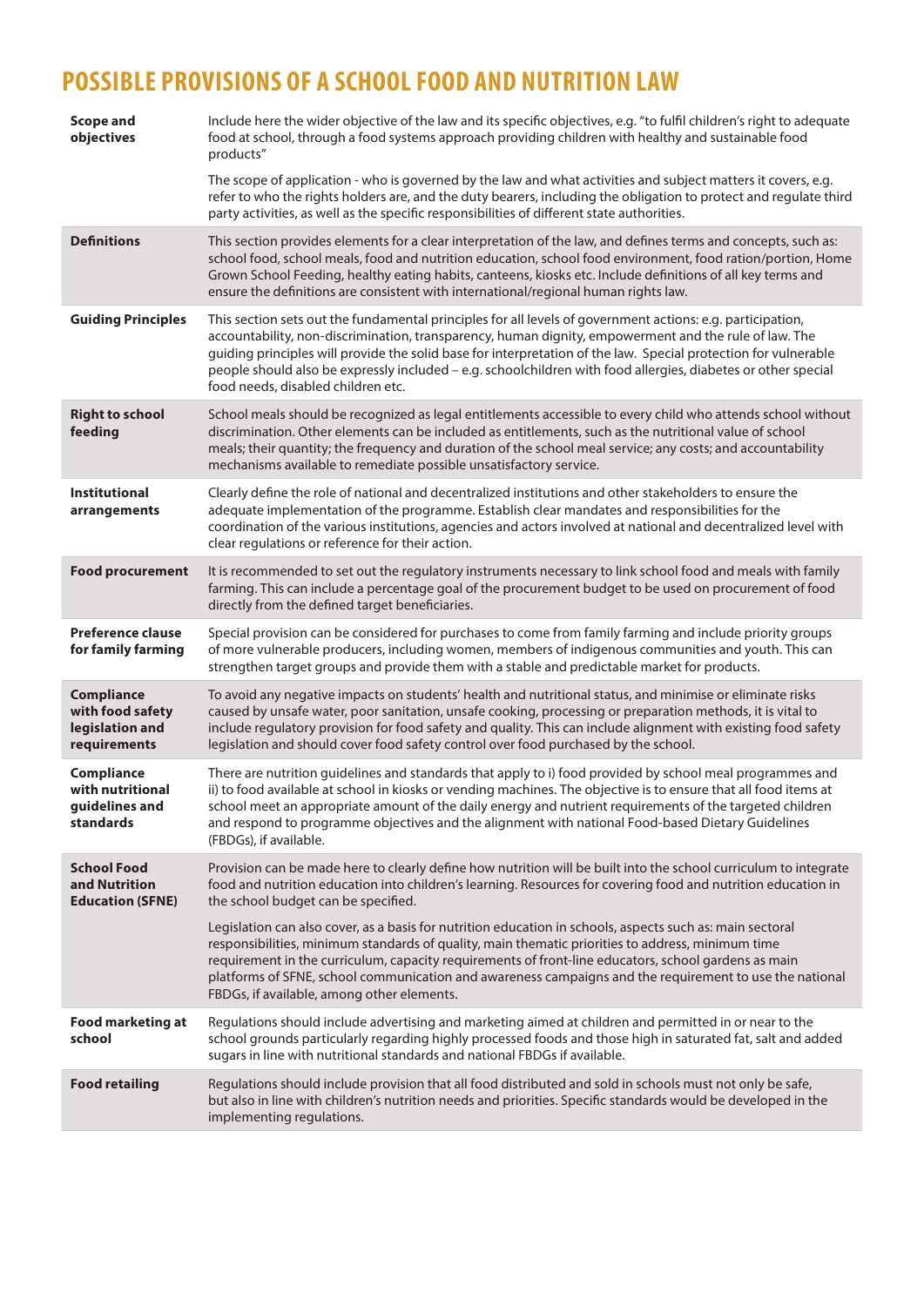## POSSIBLE PROVISIONS OF A SCHOOL FOOD AND NUTRITION LAW

| | |
|---|---|
| **Scope and objectives** | Include here the wider objective of the law and its specific objectives, e.g. "to fulfil children's right to adequate food at school, through a food systems approach providing children with healthy and sustainable food products"<br><br>The scope of application - who is governed by the law and what activities and subject matters it covers, e.g. refer to who the rights holders are, and the duty bearers, including the obligation to protect and regulate third party activities, as well as the specific responsibilities of different state authorities. |
| **Definitions** | This section provides elements for a clear interpretation of the law, and defines terms and concepts, such as: school food, school meals, food and nutrition education, school food environment, food ration/portion, Home Grown School Feeding, healthy eating habits, canteens, kiosks etc. Include definitions of all key terms and ensure the definitions are consistent with international/regional human rights law. |
| **Guiding Principles** | This section sets out the fundamental principles for all levels of government actions: e.g. participation, accountability, non-discrimination, transparency, human dignity, empowerment and the rule of law. The guiding principles will provide the solid base for interpretation of the law. Special protection for vulnerable people should also be expressly included – e.g. schoolchildren with food allergies, diabetes or other special food needs, disabled children etc. |
| **Right to school feeding** | School meals should be recognized as legal entitlements accessible to every child who attends school without discrimination. Other elements can be included as entitlements, such as the nutritional value of school meals; their quantity; the frequency and duration of the school meal service; any costs; and accountability mechanisms available to remediate possible unsatisfactory service. |
| **Institutional arrangements** | Clearly define the role of national and decentralized institutions and other stakeholders to ensure the adequate implementation of the programme. Establish clear mandates and responsibilities for the coordination of the various institutions, agencies and actors involved at national and decentralized level with clear regulations or reference for their action. |
| **Food procurement** | It is recommended to set out the regulatory instruments necessary to link school food and meals with family farming. This can include a percentage goal of the procurement budget to be used on procurement of food directly from the defined target beneficiaries. |
| **Preference clause for family farming** | Special provision can be considered for purchases to come from family farming and include priority groups of more vulnerable producers, including women, members of indigenous communities and youth. This can strengthen target groups and provide them with a stable and predictable market for products. |
| **Compliance with food safety legislation and requirements** | To avoid any negative impacts on students' health and nutritional status, and minimise or eliminate risks caused by unsafe water, poor sanitation, unsafe cooking, processing or preparation methods, it is vital to include regulatory provision for food safety and quality. This can include alignment with existing food safety legislation and should cover food safety control over food purchased by the school. |
| **Compliance with nutritional guidelines and standards** | There are nutrition guidelines and standards that apply to i) food provided by school meal programmes and ii) to food available at school in kiosks or vending machines. The objective is to ensure that all food items at school meet an appropriate amount of the daily energy and nutrient requirements of the targeted children and respond to programme objectives and the alignment with national Food-based Dietary Guidelines (FBDGs), if available. |
| **School Food and Nutrition Education (SFNE)** | Provision can be made here to clearly define how nutrition will be built into the school curriculum to integrate food and nutrition education into children's learning. Resources for covering food and nutrition education in the school budget can be specified.<br><br>Legislation can also cover, as a basis for nutrition education in schools, aspects such as: main sectoral responsibilities, minimum standards of quality, main thematic priorities to address, minimum time requirement in the curriculum, capacity requirements of front-line educators, school gardens as main platforms of SFNE, school communication and awareness campaigns and the requirement to use the national FBDGs, if available, among other elements. |
| **Food marketing at school** | Regulations should include advertising and marketing aimed at children and permitted in or near to the school grounds particularly regarding highly processed foods and those high in saturated fat, salt and added sugars in line with nutritional standards and national FBDGs if available. |
| **Food retailing** | Regulations should include provision that all food distributed and sold in schools must not only be safe, but also in line with children's nutrition needs and priorities. Specific standards would be developed in the implementing regulations. |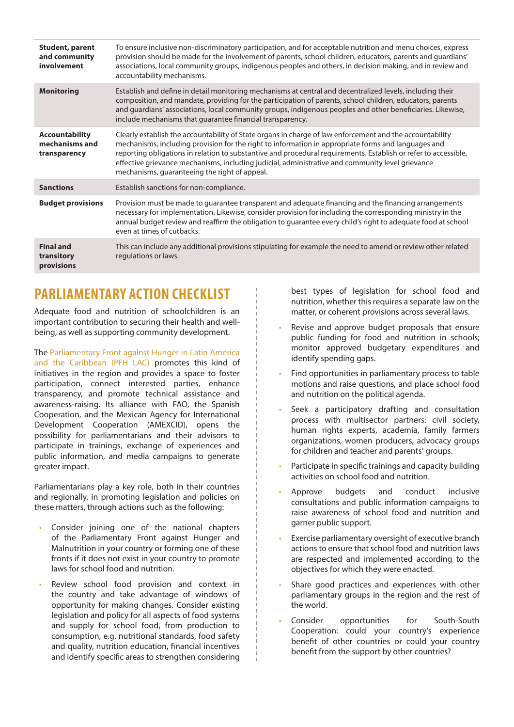| | |
|---|---|
| **Student, parent and community involvement** | To ensure inclusive non-discriminatory participation, and for acceptable nutrition and menu choices, express provision should be made for the involvement of parents, school children, educators, parents and guardians' associations, local community groups, indigenous peoples and others, in decision making, and in review and accountability mechanisms. |
| **Monitoring** | Establish and define in detail monitoring mechanisms at central and decentralized levels, including their composition, and mandate, providing for the participation of parents, school children, educators, parents and guardians' associations, local community groups, indigenous peoples and other beneficiaries. Likewise, include mechanisms that guarantee financial transparency. |
| **Accountability mechanisms and transparency** | Clearly establish the accountability of State organs in charge of law enforcement and the accountability mechanisms, including provision for the right to information in appropriate forms and languages and reporting obligations in relation to substantive and procedural requirements. Establish or refer to accessible, effective grievance mechanisms, including judicial, administrative and community level grievance mechanisms, guaranteeing the right of appeal. |
| **Sanctions** | Establish sanctions for non-compliance. |
| **Budget provisions** | Provision must be made to guarantee transparent and adequate financing and the financing arrangements necessary for implementation. Likewise, consider provision for including the corresponding ministry in the annual budget review and reaffirm the obligation to guarantee every child's right to adequate food at school even at times of cutbacks. |
| **Final and transitory provisions** | This can include any additional provisions stipulating for example the need to amend or review other related regulations or laws. |

## PARLIAMENTARY ACTION CHECKLIST

Adequate food and nutrition of schoolchildren is an important contribution to securing their health and well-being, as well as supporting community development.

The Parliamentary Front against Hunger in Latin America and the Caribbean (PFH LAC) promotes this kind of initiatives in the region and provides a space to foster participation, connect interested parties, enhance transparency, and promote technical assistance and awareness-raising. Its alliance with FAO, the Spanish Cooperation, and the Mexican Agency for International Development Cooperation (AMEXCID), opens the possibility for parliamentarians and their advisors to participate in trainings, exchange of experiences and public information, and media campaigns to generate greater impact.

Parliamentarians play a key role, both in their countries and regionally, in promoting legislation and policies on these matters, through actions such as the following:

- Consider joining one of the national chapters of the Parliamentary Front against Hunger and Malnutrition in your country or forming one of these fronts if it does not exist in your country to promote laws for school food and nutrition.
- Review school food provision and context in the country and take advantage of windows of opportunity for making changes. Consider existing legislation and policy for all aspects of food systems and supply for school food, from production to consumption, e.g. nutritional standards, food safety and quality, nutrition education, financial incentives and identify specific areas to strengthen considering best types of legislation for school food and nutrition, whether this requires a separate law on the matter, or coherent provisions across several laws.
- Revise and approve budget proposals that ensure public funding for food and nutrition in schools; monitor approved budgetary expenditures and identify spending gaps.
- Find opportunities in parliamentary process to table motions and raise questions, and place school food and nutrition on the political agenda.
- Seek a participatory drafting and consultation process with multisector partners: civil society, human rights experts, academia, family farmers organizations, women producers, advocacy groups for children and teacher and parents' groups.
- Participate in specific trainings and capacity building activities on school food and nutrition.
- Approve budgets and conduct inclusive consultations and public information campaigns to raise awareness of school food and nutrition and garner public support.
- Exercise parliamentary oversight of executive branch actions to ensure that school food and nutrition laws are respected and implemented according to the objectives for which they were enacted.
- Share good practices and experiences with other parliamentary groups in the region and the rest of the world.
- Consider opportunities for South-South Cooperation: could your country's experience benefit of other countries or could your country benefit from the support by other countries?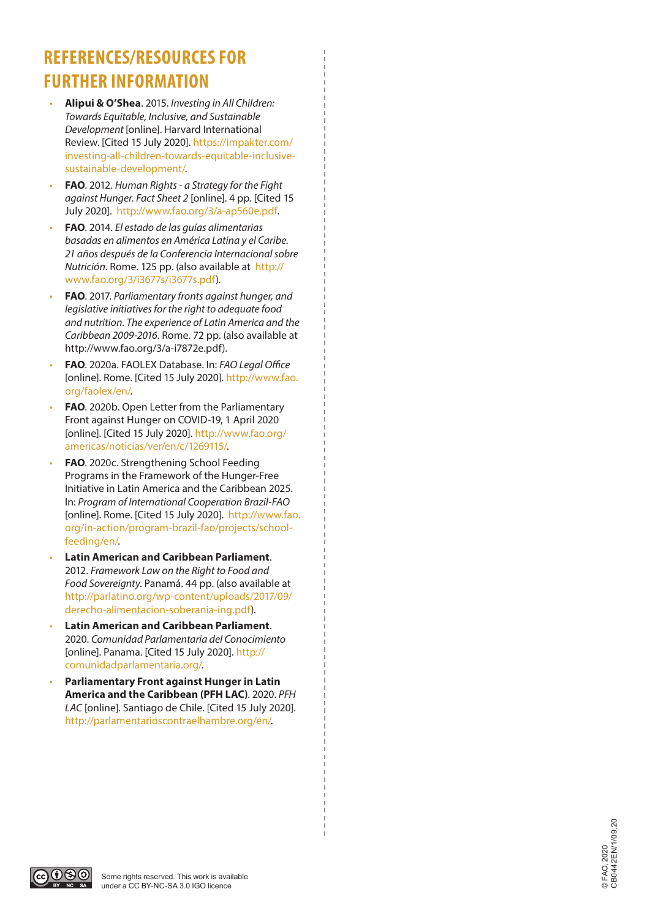## REFERENCES/RESOURCES FOR FURTHER INFORMATION

- **Alipui & O'Shea**. 2015. *Investing in All Children: Towards Equitable, Inclusive, and Sustainable Development* [online]. Harvard International Review. [Cited 15 July 2020]. https://impakter.com/investing-all-children-towards-equitable-inclusive-sustainable-development/.
- **FAO**. 2012. *Human Rights - a Strategy for the Fight against Hunger. Fact Sheet 2* [online]. 4 pp. [Cited 15 July 2020]. http://www.fao.org/3/a-ap560e.pdf.
- **FAO**. 2014. *El estado de las guías alimentarias basadas en alimentos en América Latina y el Caribe. 21 años después de la Conferencia Internacional sobre Nutrición*. Rome. 125 pp. (also available at http://www.fao.org/3/i3677s/i3677s.pdf).
- **FAO**. 2017. *Parliamentary fronts against hunger, and legislative initiatives for the right to adequate food and nutrition. The experience of Latin America and the Caribbean 2009-2016*. Rome. 72 pp. (also available at http://www.fao.org/3/a-i7872e.pdf).
- **FAO**. 2020a. FAOLEX Database. In: *FAO Legal Office* [online]. Rome. [Cited 15 July 2020]. http://www.fao.org/faolex/en/.
- **FAO**. 2020b. Open Letter from the Parliamentary Front against Hunger on COVID-19, 1 April 2020 [online]. [Cited 15 July 2020]. http://www.fao.org/americas/noticias/ver/en/c/1269115/.
- **FAO**. 2020c. Strengthening School Feeding Programs in the Framework of the Hunger-Free Initiative in Latin America and the Caribbean 2025. In: *Program of International Cooperation Brazil-FAO* [online]. Rome. [Cited 15 July 2020]. http://www.fao.org/in-action/program-brazil-fao/projects/school-feeding/en/.
- **Latin American and Caribbean Parliament**. 2012. *Framework Law on the Right to Food and Food Sovereignty*. Panamá. 44 pp. (also available at http://parlatino.org/wp-content/uploads/2017/09/derecho-alimentacion-soberania-ing.pdf).
- **Latin American and Caribbean Parliament**. 2020. *Comunidad Parlamentaria del Conocimiento* [online]. Panama. [Cited 15 July 2020]. http://comunidadparlamentaria.org/.
- **Parliamentary Front against Hunger in Latin America and the Caribbean (PFH LAC)**. 2020. *PFH LAC* [online]. Santiago de Chile. [Cited 15 July 2020]. http://parlamentarioscontraelhambre.org/en/.

Some rights reserved. This work is available under a CC BY-NC-SA 3.0 IGO licence

© FAO, 2020
CB0442EN/1/09.20